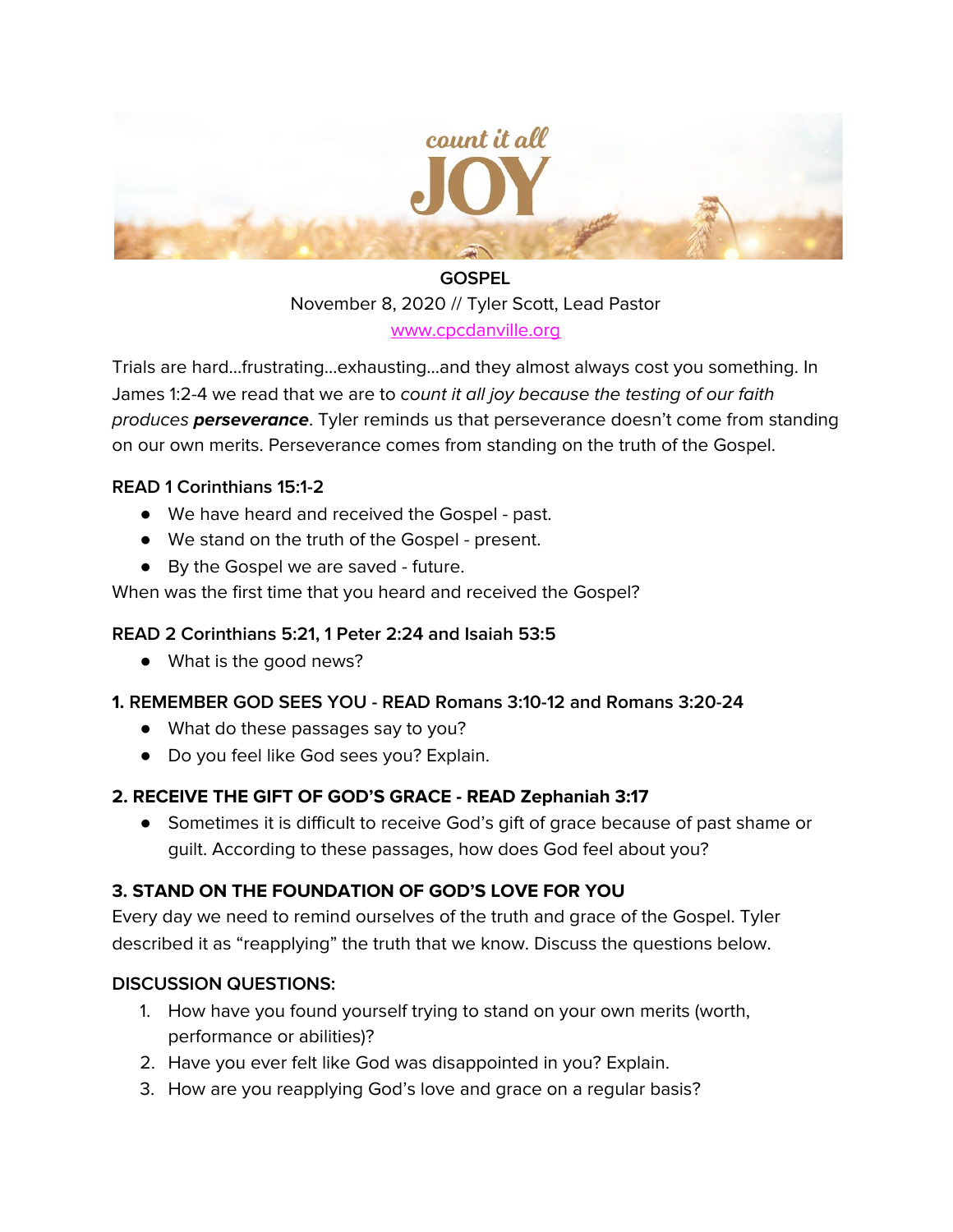count it all

# JOY

**GOSPEL**

November 8, 2020 // Tyler Scott, Lead Pastor

www.cpcdanville.org

Trials are hard…frustrating…exhausting…and they almost always cost you something. In James 1:2-4 we read that we are to *count it all joy because the testing of our faith produces* ***perseverance***. Tyler reminds us that perseverance doesn't come from standing on our own merits. Perseverance comes from standing on the truth of the Gospel.

**READ 1 Corinthians 15:1-2**

- We have heard and received the Gospel - past.
- We stand on the truth of the Gospel - present.
- By the Gospel we are saved - future.

When was the first time that you heard and received the Gospel?

**READ 2 Corinthians 5:21, 1 Peter 2:24 and Isaiah 53:5**

- What is the good news?

**1. REMEMBER GOD SEES YOU - READ Romans 3:10-12 and Romans 3:20-24**

- What do these passages say to you?
- Do you feel like God sees you? Explain.

**2. RECEIVE THE GIFT OF GOD'S GRACE - READ Zephaniah 3:17**

- Sometimes it is difficult to receive God's gift of grace because of past shame or guilt. According to these passages, how does God feel about you?

**3. STAND ON THE FOUNDATION OF GOD'S LOVE FOR YOU**

Every day we need to remind ourselves of the truth and grace of the Gospel. Tyler described it as "reapplying" the truth that we know. Discuss the questions below.

**DISCUSSION QUESTIONS:**

1. How have you found yourself trying to stand on your own merits (worth, performance or abilities)?
2. Have you ever felt like God was disappointed in you? Explain.
3. How are you reapplying God's love and grace on a regular basis?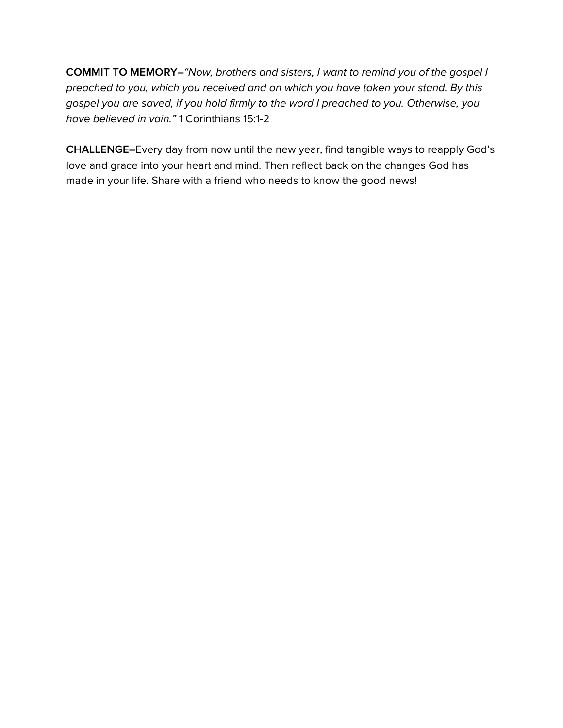**COMMIT TO MEMORY–***“Now, brothers and sisters, I want to remind you of the gospel I preached to you, which you received and on which you have taken your stand. By this gospel you are saved, if you hold firmly to the word I preached to you. Otherwise, you have believed in vain.”* 1 Corinthians 15:1-2

**CHALLENGE–**Every day from now until the new year, find tangible ways to reapply God’s love and grace into your heart and mind. Then reflect back on the changes God has made in your life. Share with a friend who needs to know the good news!